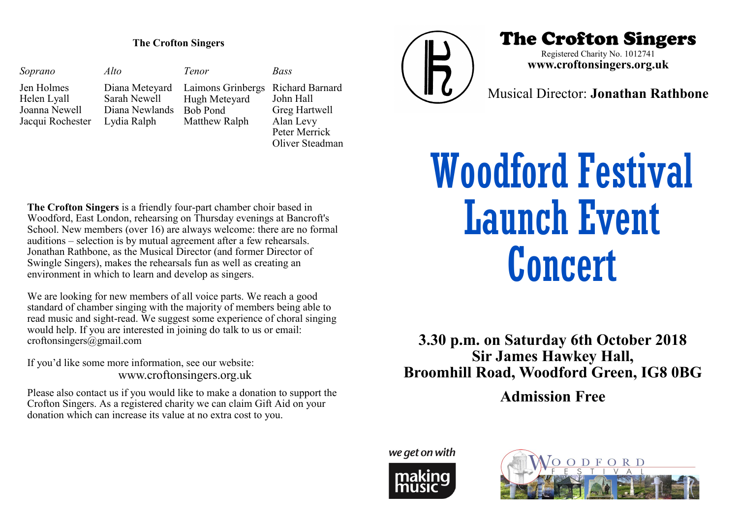## The Crofton Singers

| *Soprano* | *Alto* | *Tenor* | *Bass* |
| --- | --- | --- | --- |
| Jen Holmes | Diana Meteyard | Laimons Grinbergs | Richard Barnard |
| Helen Lyall | Sarah Newell | Hugh Meteyard | John Hall |
| Joanna Newell | Diana Newlands | Bob Pond | Greg Hartwell |
| Jacqui Rochester | Lydia Ralph | Matthew Ralph | Alan Levy |
| | | | Peter Merrick |
| | | | Oliver Steadman |

**The Crofton Singers** is a friendly four-part chamber choir based in Woodford, East London, rehearsing on Thursday evenings at Bancroft's School. New members (over 16) are always welcome: there are no formal auditions – selection is by mutual agreement after a few rehearsals. Jonathan Rathbone, as the Musical Director (and former Director of Swingle Singers), makes the rehearsals fun as well as creating an environment in which to learn and develop as singers.

We are looking for new members of all voice parts. We reach a good standard of chamber singing with the majority of members being able to read music and sight-read. We suggest some experience of choral singing would help. If you are interested in joining do talk to us or email: croftonsingers@gmail.com

If you'd like some more information, see our website:
www.croftonsingers.org.uk

Please also contact us if you would like to make a donation to support the Crofton Singers. As a registered charity we can claim Gift Aid on your donation which can increase its value at no extra cost to you.

# The Crofton Singers

Registered Charity No. 1012741
**www.croftonsingers.org.uk**

Musical Director: **Jonathan Rathbone**

# Woodford Festival Launch Event Concert

**3.30 p.m. on Saturday 6th October 2018**
**Sir James Hawkey Hall,**
**Broomhill Road, Woodford Green, IG8 0BG**

**Admission Free**

we get on with making music

WOODFORD FESTIVAL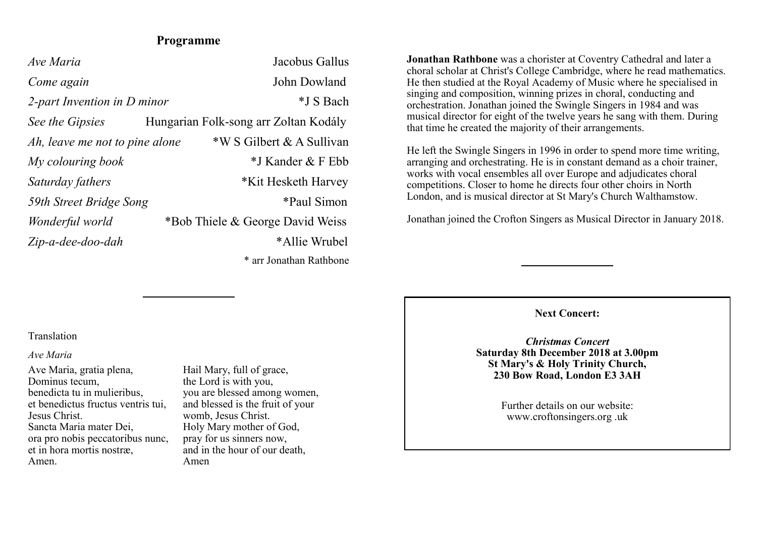## Programme

| | |
|---|---|
| *Ave Maria* | Jacobus Gallus |
| *Come again* | John Dowland |
| *2-part Invention in D minor* | *J S Bach |
| *See the Gipsies* | Hungarian Folk-song arr Zoltan Kodály |
| *Ah, leave me not to pine alone* | *W S Gilbert & A Sullivan |
| *My colouring book* | *J Kander & F Ebb |
| *Saturday fathers* | *Kit Hesketh Harvey |
| *59th Street Bridge Song* | *Paul Simon |
| *Wonderful world* | *Bob Thiele & George David Weiss |
| *Zip-a-dee-doo-dah* | *Allie Wrubel |

\* arr Jonathan Rathbone

---

Translation

*Ave Maria*

| | |
|---|---|
| Ave Maria, gratia plena,<br>Dominus tecum,<br>benedicta tu in mulieribus,<br>et benedictus fructus ventris tui,<br>Jesus Christ.<br>Sancta Maria mater Dei,<br>ora pro nobis peccatoribus nunc,<br>et in hora mortis nostræ,<br>Amen. | Hail Mary, full of grace,<br>the Lord is with you,<br>you are blessed among women,<br>and blessed is the fruit of your<br>womb, Jesus Christ.<br>Holy Mary mother of God,<br>pray for us sinners now,<br>and in the hour of our death,<br>Amen |

**Jonathan Rathbone** was a chorister at Coventry Cathedral and later a choral scholar at Christ's College Cambridge, where he read mathematics. He then studied at the Royal Academy of Music where he specialised in singing and composition, winning prizes in choral, conducting and orchestration. Jonathan joined the Swingle Singers in 1984 and was musical director for eight of the twelve years he sang with them. During that time he created the majority of their arrangements.

He left the Swingle Singers in 1996 in order to spend more time writing, arranging and orchestrating. He is in constant demand as a choir trainer, works with vocal ensembles all over Europe and adjudicates choral competitions. Closer to home he directs four other choirs in North London, and is musical director at St Mary's Church Walthamstow.

Jonathan joined the Crofton Singers as Musical Director in January 2018.

---

**Next Concert:**

***Christmas Concert***
**Saturday 8th December 2018 at 3.00pm**
**St Mary's & Holy Trinity Church,**
**230 Bow Road, London E3 3AH**

Further details on our website:
www.croftonsingers.org .uk